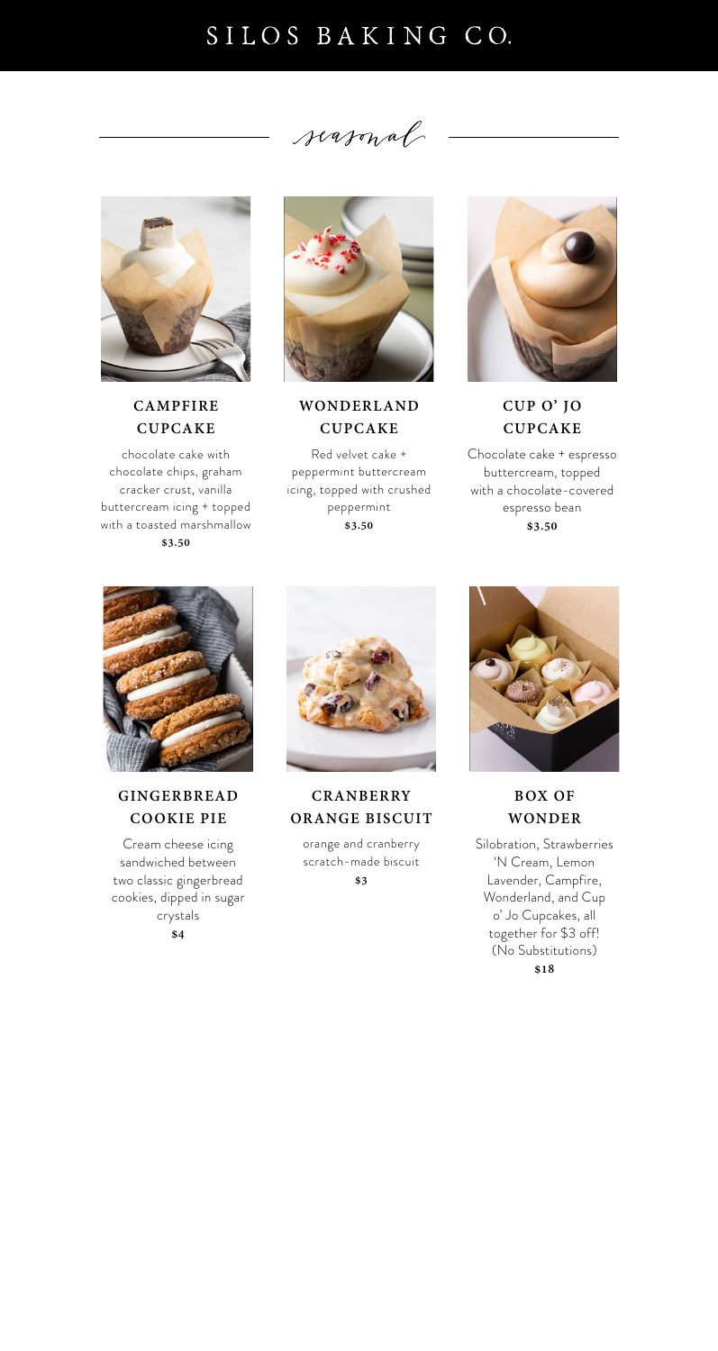# SILOS BAKING CO.

## *seasonal*

### CAMPFIRE CUPCAKE

chocolate cake with chocolate chips, graham cracker crust, vanilla buttercream icing + topped with a toasted marshmallow

**$3.50**

### WONDERLAND CUPCAKE

Red velvet cake + peppermint buttercream icing, topped with crushed peppermint

**$3.50**

### CUP O' JO CUPCAKE

Chocolate cake + espresso buttercream, topped with a chocolate-covered espresso bean

**$3.50**

### GINGERBREAD COOKIE PIE

Cream cheese icing sandwiched between two classic gingerbread cookies, dipped in sugar crystals

**$4**

### CRANBERRY ORANGE BISCUIT

orange and cranberry scratch-made biscuit

**$3**

### BOX OF WONDER

Silobration, Strawberries 'N Cream, Lemon Lavender, Campfire, Wonderland, and Cup o' Jo Cupcakes, all together for $3 off! (No Substitutions)

**$18**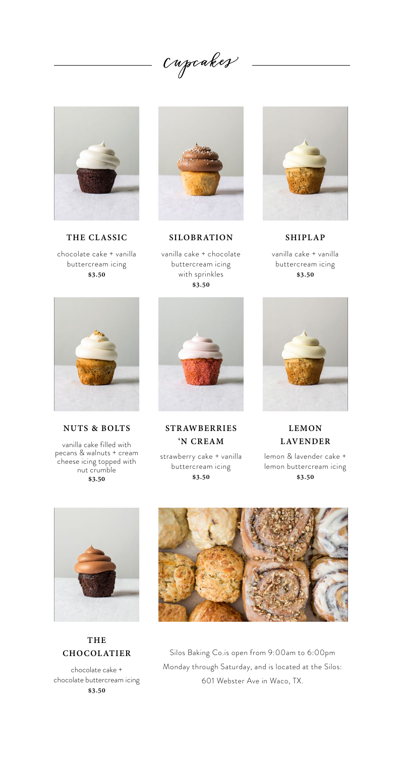# Cupcakes

### THE CLASSIC

chocolate cake + vanilla buttercream icing
**$3.50**

### SILOBRATION

vanilla cake + chocolate buttercream icing with sprinkles
**$3.50**

### SHIPLAP

vanilla cake + vanilla buttercream icing
**$3.50**

### NUTS & BOLTS

vanilla cake filled with pecans & walnuts + cream cheese icing topped with nut crumble
**$3.50**

### STRAWBERRIES 'N CREAM

strawberry cake + vanilla buttercream icing
**$3.50**

### LEMON LAVENDER

lemon & lavender cake + lemon buttercream icing
**$3.50**

### THE CHOCOLATIER

chocolate cake + chocolate buttercream icing
**$3.50**

Silos Baking Co.is open from 9:00am to 6:00pm Monday through Saturday, and is located at the Silos: 601 Webster Ave in Waco, TX.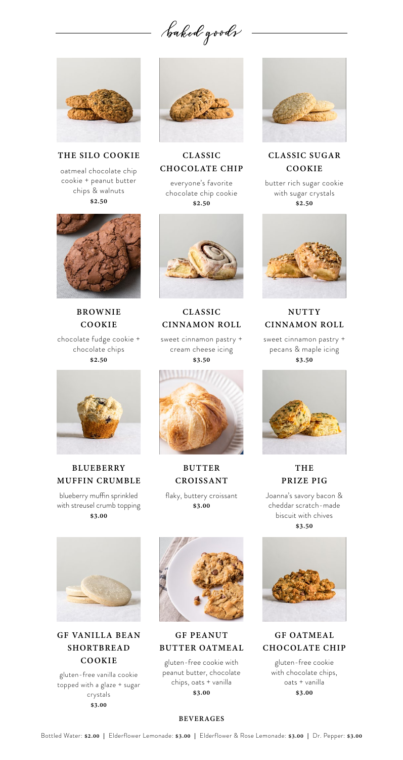# baked goods

### THE SILO COOKIE

oatmeal chocolate chip cookie + peanut butter chips & walnuts
**$2.50**

### CLASSIC CHOCOLATE CHIP

everyone's favorite chocolate chip cookie
**$2.50**

### CLASSIC SUGAR COOKIE

butter rich sugar cookie with sugar crystals
**$2.50**

### BROWNIE COOKIE

chocolate fudge cookie + chocolate chips
**$2.50**

### CLASSIC CINNAMON ROLL

sweet cinnamon pastry + cream cheese icing
**$3.50**

### NUTTY CINNAMON ROLL

sweet cinnamon pastry + pecans & maple icing
**$3.50**

### BLUEBERRY MUFFIN CRUMBLE

blueberry muffin sprinkled with streusel crumb topping
**$3.00**

### BUTTER CROISSANT

flaky, buttery croissant
**$3.00**

### THE PRIZE PIG

Joanna's savory bacon & cheddar scratch-made biscuit with chives
**$3.50**

### GF VANILLA BEAN SHORTBREAD COOKIE

gluten-free vanilla cookie topped with a glaze + sugar crystals
**$3.00**

### GF PEANUT BUTTER OATMEAL

gluten-free cookie with peanut butter, chocolate chips, oats + vanilla
**$3.00**

### GF OATMEAL CHOCOLATE CHIP

gluten-free cookie with chocolate chips, oats + vanilla
**$3.00**

## BEVERAGES

Bottled Water: **$2.00** | Elderflower Lemonade: **$3.00** | Elderflower & Rose Lemonade: **$3.00** | Dr. Pepper: **$3.00**